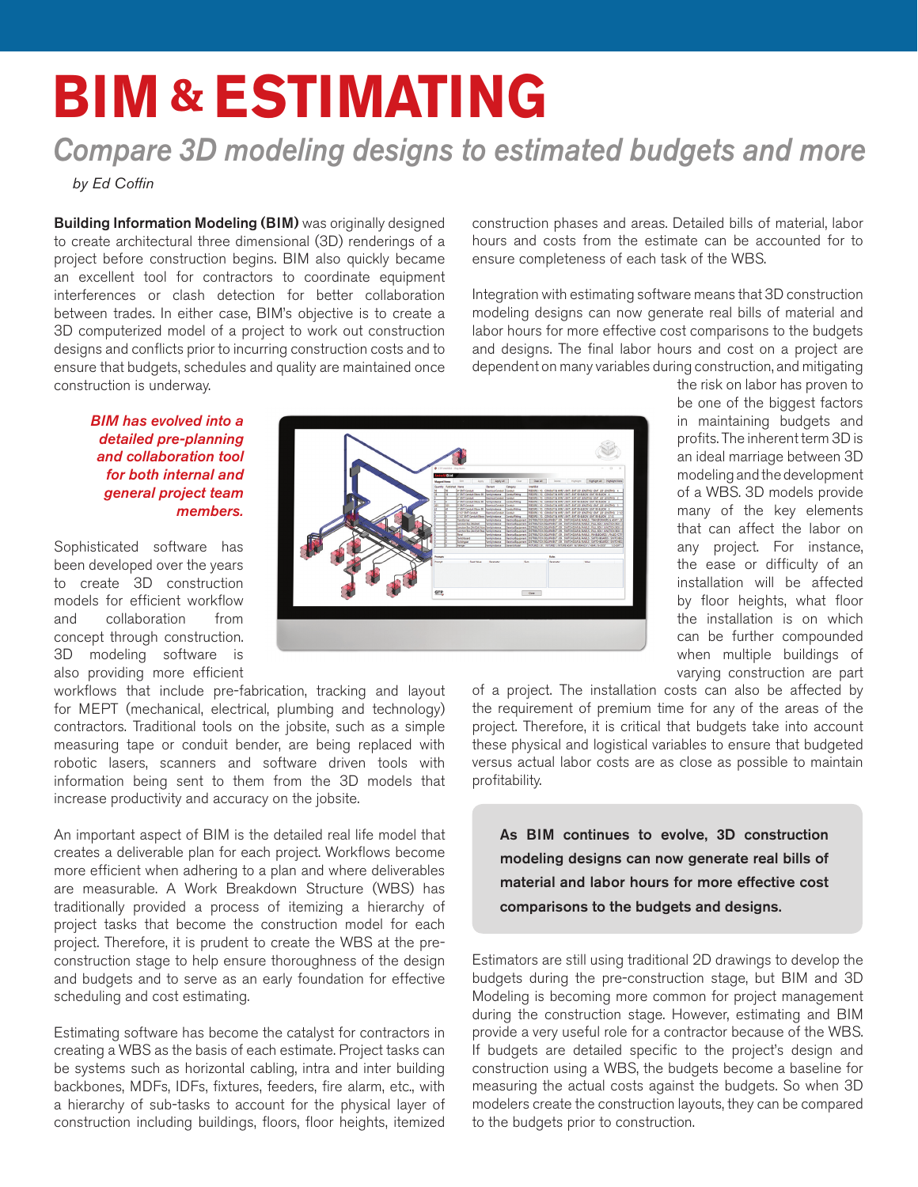# BIM & ESTIMATING

## *Compare 3D modeling designs to estimated budgets and more*

*by Ed Coffin*

**Building Information Modeling (BIM)** was originally designed to create architectural three dimensional (3D) renderings of a project before construction begins. BIM also quickly became an excellent tool for contractors to coordinate equipment interferences or clash detection for better collaboration between trades. In either case, BIM's objective is to create a 3D computerized model of a project to work out construction designs and conflicts prior to incurring construction costs and to ensure that budgets, schedules and quality are maintained once construction is underway.

***BIM has evolved into a detailed pre-planning and collaboration tool for both internal and general project team members.***

Sophisticated software has been developed over the years to create 3D construction models for efficient workflow and collaboration from concept through construction. 3D modeling software is also providing more efficient workflows that include pre-fabrication, tracking and layout for MEPT (mechanical, electrical, plumbing and technology) contractors. Traditional tools on the jobsite, such as a simple measuring tape or conduit bender, are being replaced with robotic lasers, scanners and software driven tools with information being sent to them from the 3D models that increase productivity and accuracy on the jobsite.

An important aspect of BIM is the detailed real life model that creates a deliverable plan for each project. Workflows become more efficient when adhering to a plan and where deliverables are measurable. A Work Breakdown Structure (WBS) has traditionally provided a process of itemizing a hierarchy of project tasks that become the construction model for each project. Therefore, it is prudent to create the WBS at the pre-construction stage to help ensure thoroughness of the design and budgets and to serve as an early foundation for effective scheduling and cost estimating.

Estimating software has become the catalyst for contractors in creating a WBS as the basis of each estimate. Project tasks can be systems such as horizontal cabling, intra and inter building backbones, MDFs, IDFs, fixtures, feeders, fire alarm, etc., with a hierarchy of sub-tasks to account for the physical layer of construction including buildings, floors, floor heights, itemized construction phases and areas. Detailed bills of material, labor hours and costs from the estimate can be accounted for to ensure completeness of each task of the WBS.

Integration with estimating software means that 3D construction modeling designs can now generate real bills of material and labor hours for more effective cost comparisons to the budgets and designs. The final labor hours and cost on a project are dependent on many variables during construction, and mitigating the risk on labor has proven to be one of the biggest factors in maintaining budgets and profits. The inherent term 3D is an ideal marriage between 3D modeling and the development of a WBS. 3D models provide many of the key elements that can affect the labor on any project. For instance, the ease or difficulty of an installation will be affected by floor heights, what floor the installation is on which can be further compounded when multiple buildings of varying construction are part of a project. The installation costs can also be affected by the requirement of premium time for any of the areas of the project. Therefore, it is critical that budgets take into account these physical and logistical variables to ensure that budgeted versus actual labor costs are as close as possible to maintain profitability.

> **As BIM continues to evolve, 3D construction modeling designs can now generate real bills of material and labor hours for more effective cost comparisons to the budgets and designs.**

Estimators are still using traditional 2D drawings to develop the budgets during the pre-construction stage, but BIM and 3D Modeling is becoming more common for project management during the construction stage. However, estimating and BIM provide a very useful role for a contractor because of the WBS. If budgets are detailed specific to the project's design and construction using a WBS, the budgets become a baseline for measuring the actual costs against the budgets. So when 3D modelers create the construction layouts, they can be compared to the budgets prior to construction.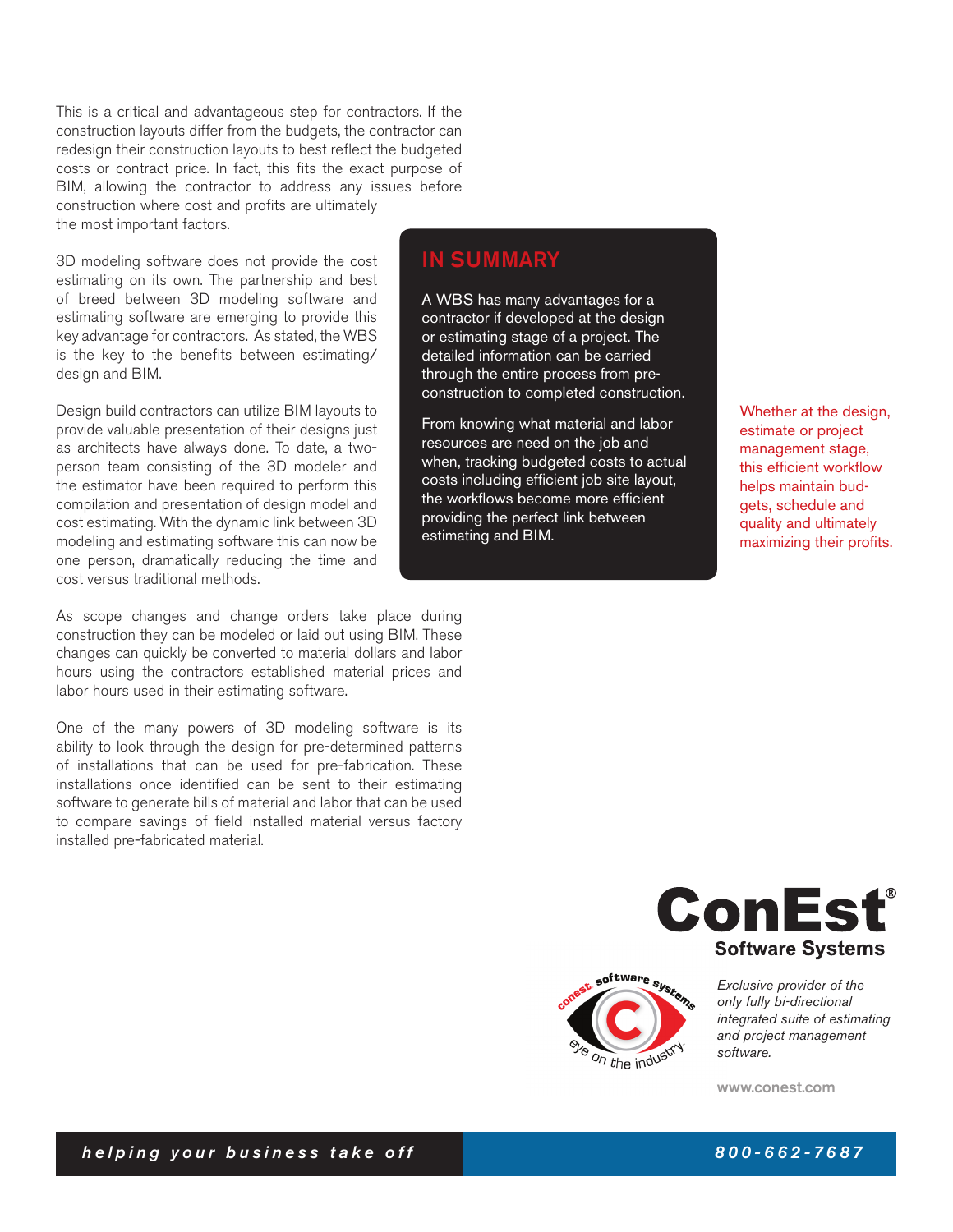This is a critical and advantageous step for contractors. If the construction layouts differ from the budgets, the contractor can redesign their construction layouts to best reflect the budgeted costs or contract price. In fact, this fits the exact purpose of BIM, allowing the contractor to address any issues before construction where cost and profits are ultimately the most important factors.

3D modeling software does not provide the cost estimating on its own. The partnership and best of breed between 3D modeling software and estimating software are emerging to provide this key advantage for contractors. As stated, the WBS is the key to the benefits between estimating/design and BIM.

Design build contractors can utilize BIM layouts to provide valuable presentation of their designs just as architects have always done. To date, a two-person team consisting of the 3D modeler and the estimator have been required to perform this compilation and presentation of design model and cost estimating. With the dynamic link between 3D modeling and estimating software this can now be one person, dramatically reducing the time and cost versus traditional methods.

As scope changes and change orders take place during construction they can be modeled or laid out using BIM. These changes can quickly be converted to material dollars and labor hours using the contractors established material prices and labor hours used in their estimating software.

One of the many powers of 3D modeling software is its ability to look through the design for pre-determined patterns of installations that can be used for pre-fabrication. These installations once identified can be sent to their estimating software to generate bills of material and labor that can be used to compare savings of field installed material versus factory installed pre-fabricated material.

## IN SUMMARY

A WBS has many advantages for a contractor if developed at the design or estimating stage of a project. The detailed information can be carried through the entire process from pre-construction to completed construction.

From knowing what material and labor resources are need on the job and when, tracking budgeted costs to actual costs including efficient job site layout, the workflows become more efficient providing the perfect link between estimating and BIM.

Whether at the design, estimate or project management stage, this efficient workflow helps maintain budgets, schedule and quality and ultimately maximizing their profits.

**ConEst®**
**Software Systems**

*Exclusive provider of the only fully bi-directional integrated suite of estimating and project management software.*

www.conest.com

*helping your business take off* 800-662-7687